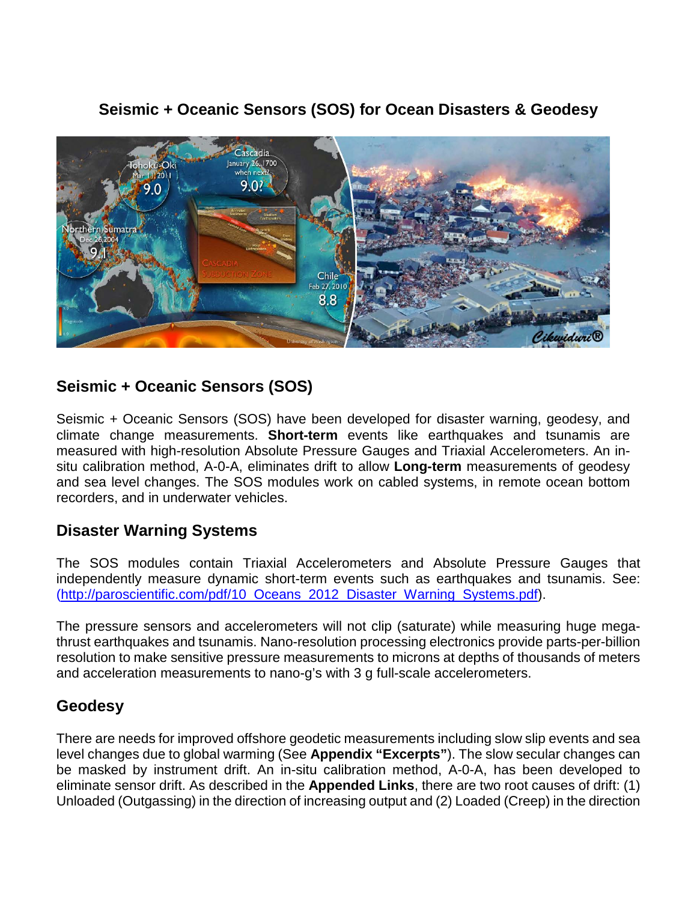# Seismic + Oceanic Sensors (SOS) for Ocean Disasters & Geodesy

## Seismic + Oceanic Sensors (SOS)

Seismic + Oceanic Sensors (SOS) have been developed for disaster warning, geodesy, and climate change measurements. **Short-term** events like earthquakes and tsunamis are measured with high-resolution Absolute Pressure Gauges and Triaxial Accelerometers. An in-situ calibration method, A-0-A, eliminates drift to allow **Long-term** measurements of geodesy and sea level changes. The SOS modules work on cabled systems, in remote ocean bottom recorders, and in underwater vehicles.

## Disaster Warning Systems

The SOS modules contain Triaxial Accelerometers and Absolute Pressure Gauges that independently measure dynamic short-term events such as earthquakes and tsunamis. See: (http://paroscientific.com/pdf/10_Oceans_2012_Disaster_Warning_Systems.pdf).

The pressure sensors and accelerometers will not clip (saturate) while measuring huge mega-thrust earthquakes and tsunamis. Nano-resolution processing electronics provide parts-per-billion resolution to make sensitive pressure measurements to microns at depths of thousands of meters and acceleration measurements to nano-g's with 3 g full-scale accelerometers.

## Geodesy

There are needs for improved offshore geodetic measurements including slow slip events and sea level changes due to global warming (See **Appendix "Excerpts"**). The slow secular changes can be masked by instrument drift. An in-situ calibration method, A-0-A, has been developed to eliminate sensor drift. As described in the **Appended Links**, there are two root causes of drift: (1) Unloaded (Outgassing) in the direction of increasing output and (2) Loaded (Creep) in the direction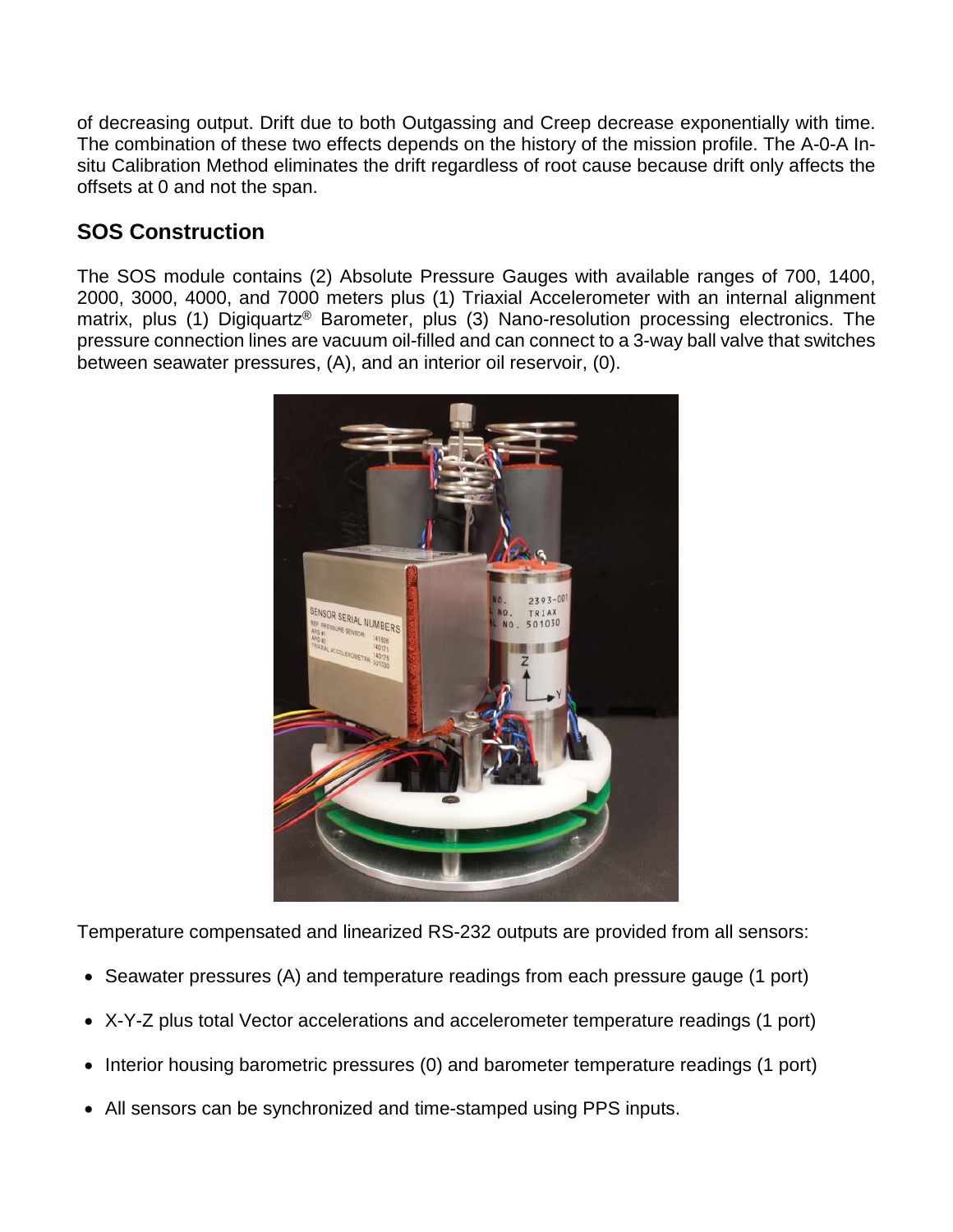of decreasing output. Drift due to both Outgassing and Creep decrease exponentially with time. The combination of these two effects depends on the history of the mission profile. The A-0-A In-situ Calibration Method eliminates the drift regardless of root cause because drift only affects the offsets at 0 and not the span.

## SOS Construction

The SOS module contains (2) Absolute Pressure Gauges with available ranges of 700, 1400, 2000, 3000, 4000, and 7000 meters plus (1) Triaxial Accelerometer with an internal alignment matrix, plus (1) Digiquartz® Barometer, plus (3) Nano-resolution processing electronics. The pressure connection lines are vacuum oil-filled and can connect to a 3-way ball valve that switches between seawater pressures, (A), and an interior oil reservoir, (0).

Temperature compensated and linearized RS-232 outputs are provided from all sensors:

- Seawater pressures (A) and temperature readings from each pressure gauge (1 port)
- X-Y-Z plus total Vector accelerations and accelerometer temperature readings (1 port)
- Interior housing barometric pressures (0) and barometer temperature readings (1 port)
- All sensors can be synchronized and time-stamped using PPS inputs.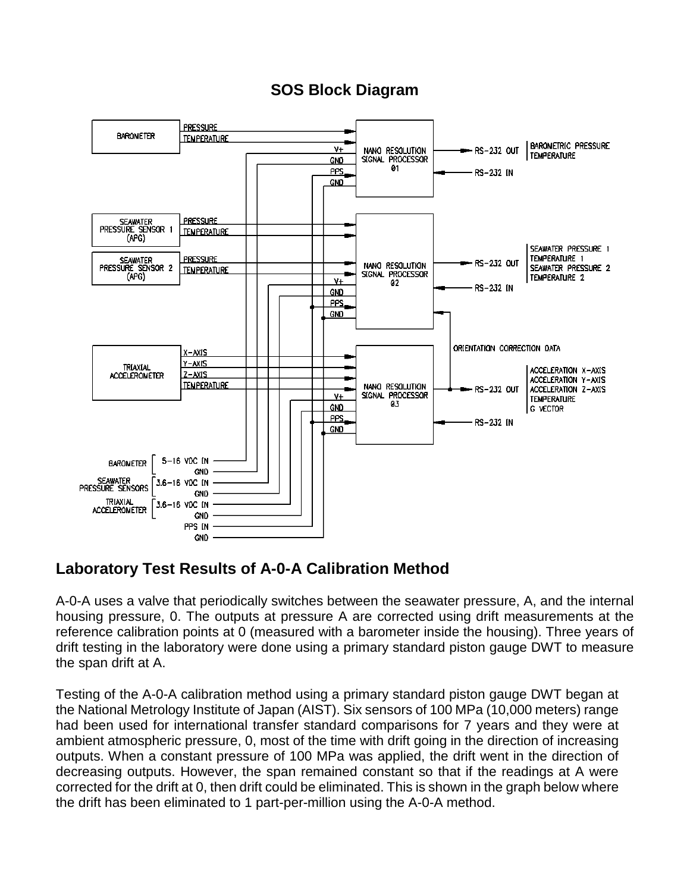## SOS Block Diagram

## Laboratory Test Results of A-0-A Calibration Method

A-0-A uses a valve that periodically switches between the seawater pressure, A, and the internal housing pressure, 0. The outputs at pressure A are corrected using drift measurements at the reference calibration points at 0 (measured with a barometer inside the housing). Three years of drift testing in the laboratory were done using a primary standard piston gauge DWT to measure the span drift at A.

Testing of the A-0-A calibration method using a primary standard piston gauge DWT began at the National Metrology Institute of Japan (AIST). Six sensors of 100 MPa (10,000 meters) range had been used for international transfer standard comparisons for 7 years and they were at ambient atmospheric pressure, 0, most of the time with drift going in the direction of increasing outputs. When a constant pressure of 100 MPa was applied, the drift went in the direction of decreasing outputs. However, the span remained constant so that if the readings at A were corrected for the drift at 0, then drift could be eliminated. This is shown in the graph below where the drift has been eliminated to 1 part-per-million using the A-0-A method.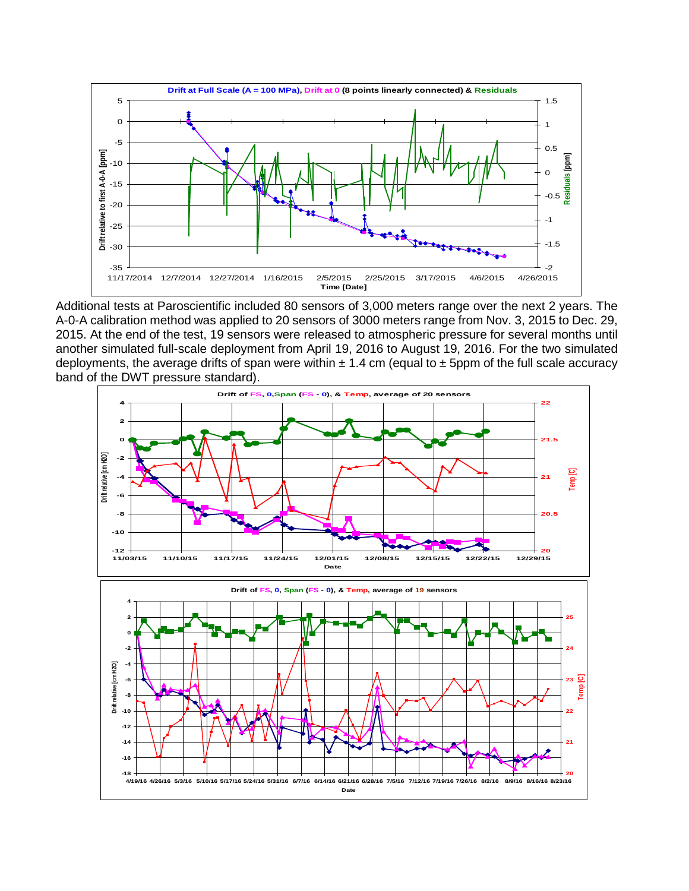Additional tests at Paroscientific included 80 sensors of 3,000 meters range over the next 2 years. The A-0-A calibration method was applied to 20 sensors of 3000 meters range from Nov. 3, 2015 to Dec. 29, 2015. At the end of the test, 19 sensors were released to atmospheric pressure for several months until another simulated full-scale deployment from April 19, 2016 to August 19, 2016. For the two simulated deployments, the average drifts of span were within ± 1.4 cm (equal to ± 5ppm of the full scale accuracy band of the DWT pressure standard).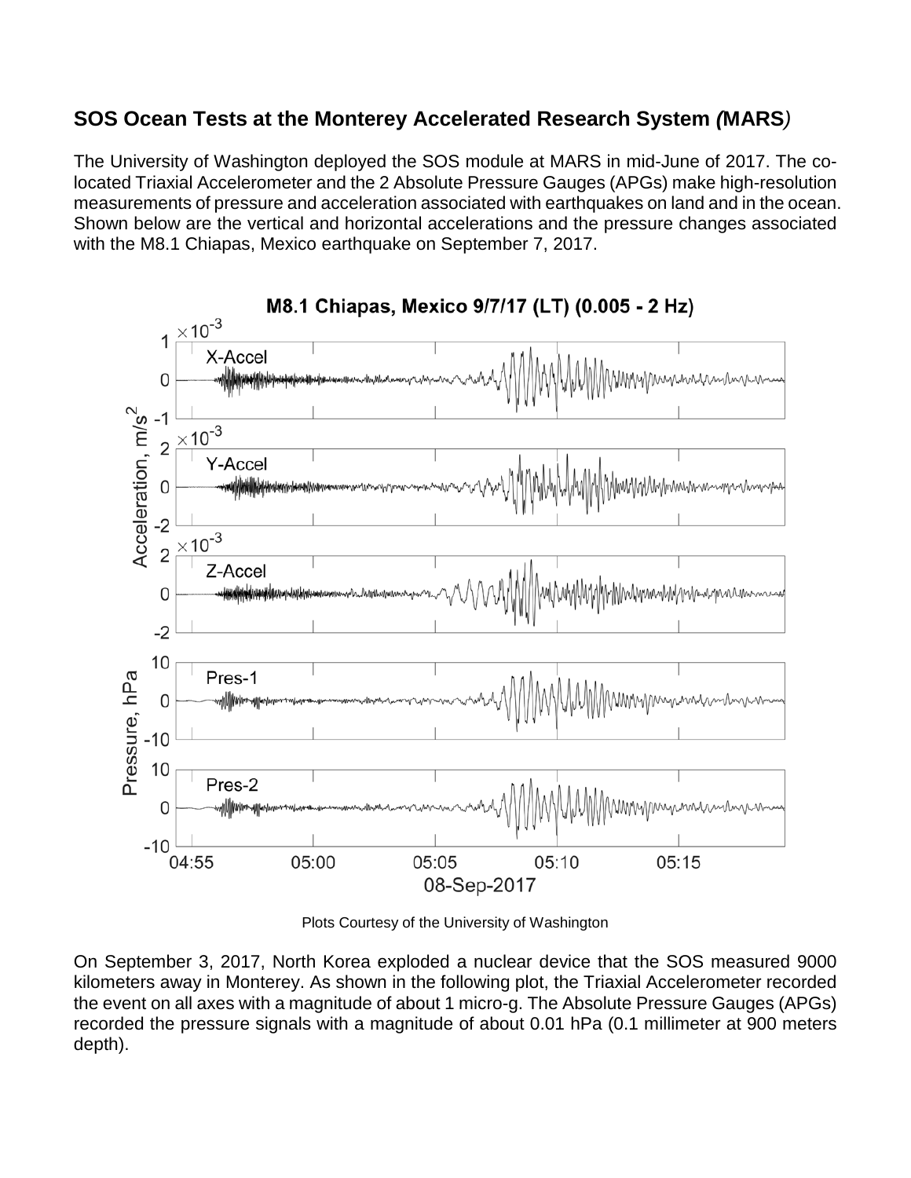## SOS Ocean Tests at the Monterey Accelerated Research System *(*MARS*)*

The University of Washington deployed the SOS module at MARS in mid-June of 2017. The co-located Triaxial Accelerometer and the 2 Absolute Pressure Gauges (APGs) make high-resolution measurements of pressure and acceleration associated with earthquakes on land and in the ocean. Shown below are the vertical and horizontal accelerations and the pressure changes associated with the M8.1 Chiapas, Mexico earthquake on September 7, 2017.

Plots Courtesy of the University of Washington

On September 3, 2017, North Korea exploded a nuclear device that the SOS measured 9000 kilometers away in Monterey. As shown in the following plot, the Triaxial Accelerometer recorded the event on all axes with a magnitude of about 1 micro-g. The Absolute Pressure Gauges (APGs) recorded the pressure signals with a magnitude of about 0.01 hPa (0.1 millimeter at 900 meters depth).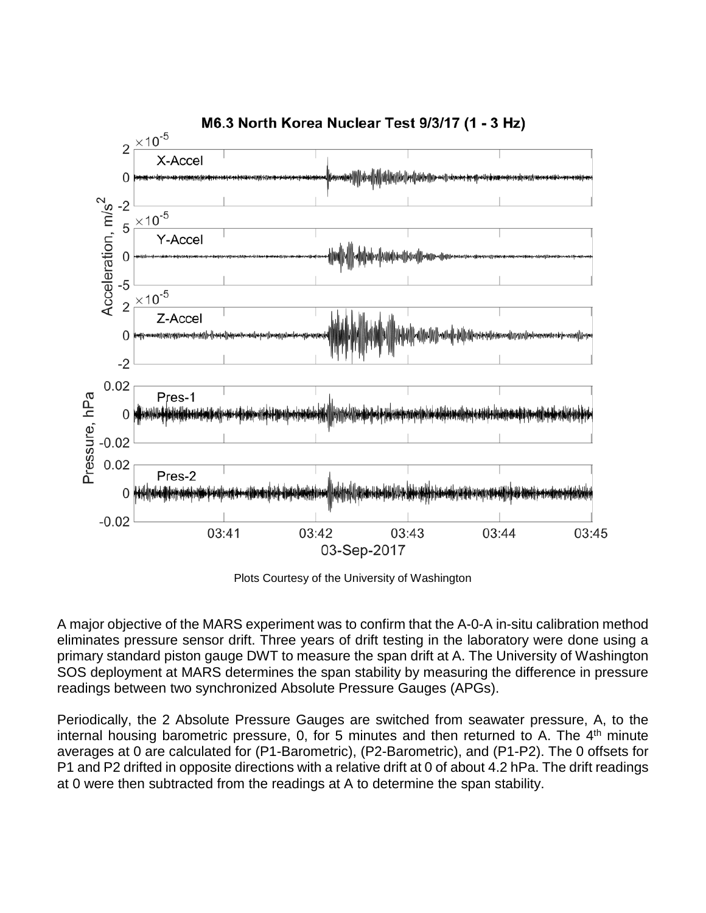Plots Courtesy of the University of Washington

A major objective of the MARS experiment was to confirm that the A-0-A in-situ calibration method eliminates pressure sensor drift. Three years of drift testing in the laboratory were done using a primary standard piston gauge DWT to measure the span drift at A. The University of Washington SOS deployment at MARS determines the span stability by measuring the difference in pressure readings between two synchronized Absolute Pressure Gauges (APGs).

Periodically, the 2 Absolute Pressure Gauges are switched from seawater pressure, A, to the internal housing barometric pressure, 0, for 5 minutes and then returned to A. The 4th minute averages at 0 are calculated for (P1-Barometric), (P2-Barometric), and (P1-P2). The 0 offsets for P1 and P2 drifted in opposite directions with a relative drift at 0 of about 4.2 hPa. The drift readings at 0 were then subtracted from the readings at A to determine the span stability.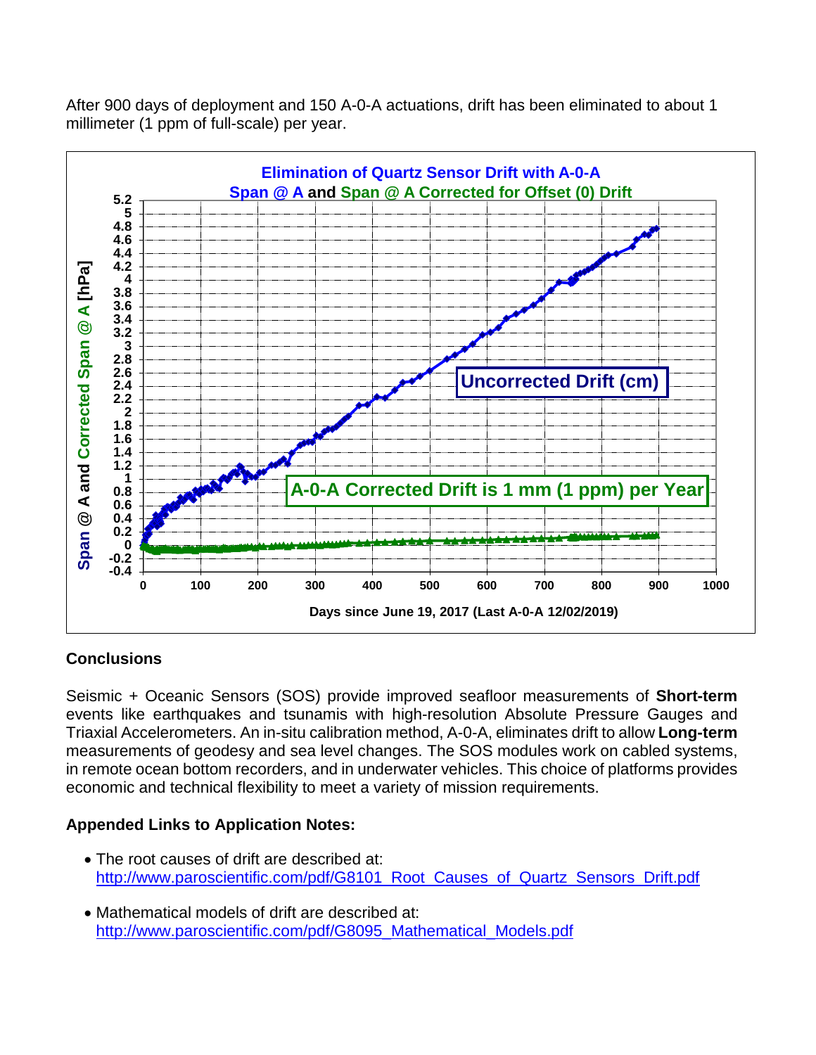After 900 days of deployment and 150 A-0-A actuations, drift has been eliminated to about 1 millimeter (1 ppm of full-scale) per year.

**Elimination of Quartz Sensor Drift with A-0-A**
**Span @ A and Span @ A Corrected for Offset (0) Drift**

Uncorrected Drift (cm)

A-0-A Corrected Drift is 1 mm (1 ppm) per Year

Span @ A and Corrected Span @ A [hPa]

Days since June 19, 2017 (Last A-0-A 12/02/2019)

## Conclusions

Seismic + Oceanic Sensors (SOS) provide improved seafloor measurements of **Short-term** events like earthquakes and tsunamis with high-resolution Absolute Pressure Gauges and Triaxial Accelerometers. An in-situ calibration method, A-0-A, eliminates drift to allow **Long-term** measurements of geodesy and sea level changes. The SOS modules work on cabled systems, in remote ocean bottom recorders, and in underwater vehicles. This choice of platforms provides economic and technical flexibility to meet a variety of mission requirements.

## Appended Links to Application Notes:

- The root causes of drift are described at: http://www.paroscientific.com/pdf/G8101_Root_Causes_of_Quartz_Sensors_Drift.pdf
- Mathematical models of drift are described at: http://www.paroscientific.com/pdf/G8095_Mathematical_Models.pdf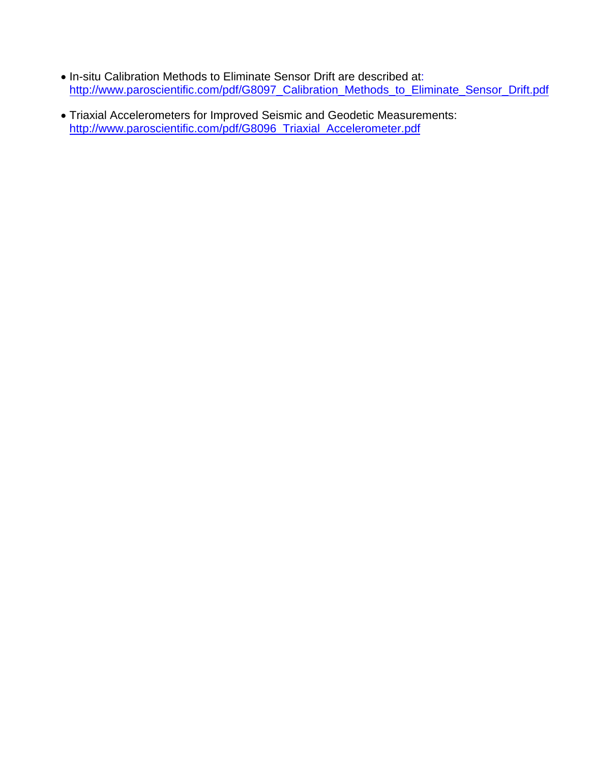- In-situ Calibration Methods to Eliminate Sensor Drift are described at: http://www.paroscientific.com/pdf/G8097_Calibration_Methods_to_Eliminate_Sensor_Drift.pdf

- Triaxial Accelerometers for Improved Seismic and Geodetic Measurements: http://www.paroscientific.com/pdf/G8096_Triaxial_Accelerometer.pdf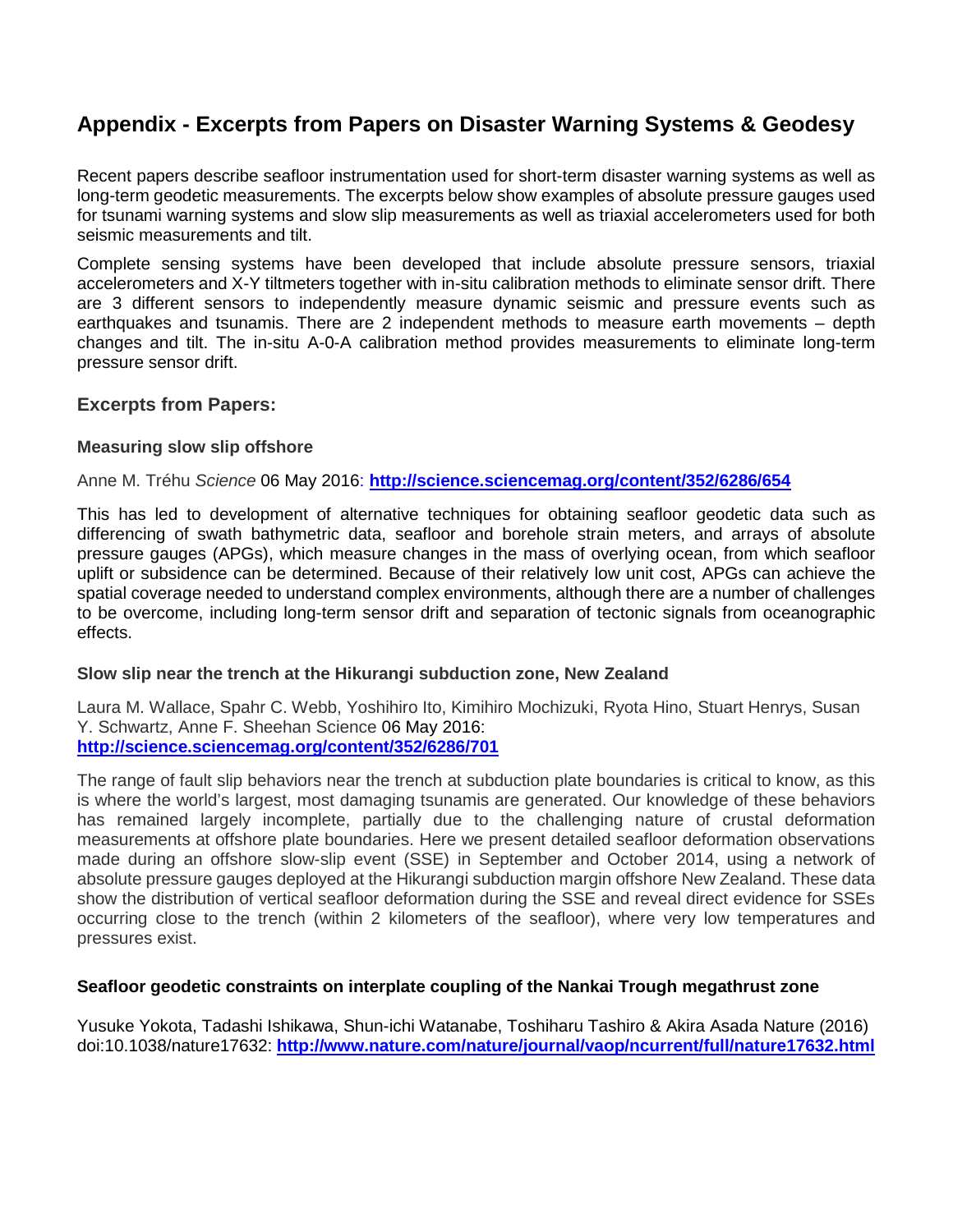# Appendix - Excerpts from Papers on Disaster Warning Systems & Geodesy

Recent papers describe seafloor instrumentation used for short-term disaster warning systems as well as long-term geodetic measurements. The excerpts below show examples of absolute pressure gauges used for tsunami warning systems and slow slip measurements as well as triaxial accelerometers used for both seismic measurements and tilt.

Complete sensing systems have been developed that include absolute pressure sensors, triaxial accelerometers and X-Y tiltmeters together with in-situ calibration methods to eliminate sensor drift. There are 3 different sensors to independently measure dynamic seismic and pressure events such as earthquakes and tsunamis. There are 2 independent methods to measure earth movements – depth changes and tilt. The in-situ A-0-A calibration method provides measurements to eliminate long-term pressure sensor drift.

## Excerpts from Papers:

### Measuring slow slip offshore

Anne M. Tréhu *Science* 06 May 2016: **http://science.sciencemag.org/content/352/6286/654**

This has led to development of alternative techniques for obtaining seafloor geodetic data such as differencing of swath bathymetric data, seafloor and borehole strain meters, and arrays of absolute pressure gauges (APGs), which measure changes in the mass of overlying ocean, from which seafloor uplift or subsidence can be determined. Because of their relatively low unit cost, APGs can achieve the spatial coverage needed to understand complex environments, although there are a number of challenges to be overcome, including long-term sensor drift and separation of tectonic signals from oceanographic effects.

### Slow slip near the trench at the Hikurangi subduction zone, New Zealand

Laura M. Wallace, Spahr C. Webb, Yoshihiro Ito, Kimihiro Mochizuki, Ryota Hino, Stuart Henrys, Susan Y. Schwartz, Anne F. Sheehan Science 06 May 2016: **http://science.sciencemag.org/content/352/6286/701**

The range of fault slip behaviors near the trench at subduction plate boundaries is critical to know, as this is where the world's largest, most damaging tsunamis are generated. Our knowledge of these behaviors has remained largely incomplete, partially due to the challenging nature of crustal deformation measurements at offshore plate boundaries. Here we present detailed seafloor deformation observations made during an offshore slow-slip event (SSE) in September and October 2014, using a network of absolute pressure gauges deployed at the Hikurangi subduction margin offshore New Zealand. These data show the distribution of vertical seafloor deformation during the SSE and reveal direct evidence for SSEs occurring close to the trench (within 2 kilometers of the seafloor), where very low temperatures and pressures exist.

### Seafloor geodetic constraints on interplate coupling of the Nankai Trough megathrust zone

Yusuke Yokota, Tadashi Ishikawa, Shun-ichi Watanabe, Toshiharu Tashiro & Akira Asada Nature (2016) doi:10.1038/nature17632: **http://www.nature.com/nature/journal/vaop/ncurrent/full/nature17632.html**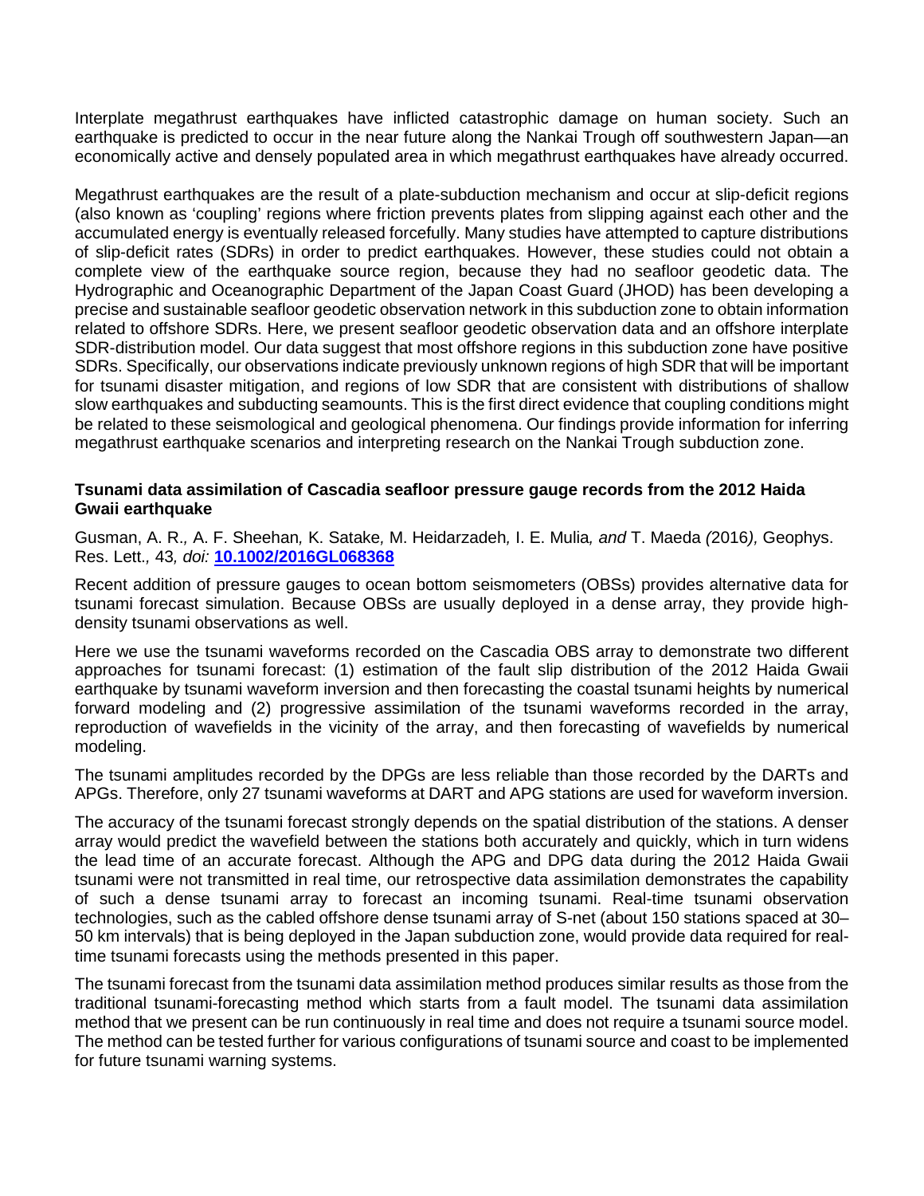Interplate megathrust earthquakes have inflicted catastrophic damage on human society. Such an earthquake is predicted to occur in the near future along the Nankai Trough off southwestern Japan—an economically active and densely populated area in which megathrust earthquakes have already occurred.

Megathrust earthquakes are the result of a plate-subduction mechanism and occur at slip-deficit regions (also known as 'coupling' regions where friction prevents plates from slipping against each other and the accumulated energy is eventually released forcefully. Many studies have attempted to capture distributions of slip-deficit rates (SDRs) in order to predict earthquakes. However, these studies could not obtain a complete view of the earthquake source region, because they had no seafloor geodetic data. The Hydrographic and Oceanographic Department of the Japan Coast Guard (JHOD) has been developing a precise and sustainable seafloor geodetic observation network in this subduction zone to obtain information related to offshore SDRs. Here, we present seafloor geodetic observation data and an offshore interplate SDR-distribution model. Our data suggest that most offshore regions in this subduction zone have positive SDRs. Specifically, our observations indicate previously unknown regions of high SDR that will be important for tsunami disaster mitigation, and regions of low SDR that are consistent with distributions of shallow slow earthquakes and subducting seamounts. This is the first direct evidence that coupling conditions might be related to these seismological and geological phenomena. Our findings provide information for inferring megathrust earthquake scenarios and interpreting research on the Nankai Trough subduction zone.

**Tsunami data assimilation of Cascadia seafloor pressure gauge records from the 2012 Haida Gwaii earthquake**

Gusman, A. R.*,* A. F. Sheehan*,* K. Satake*,* M. Heidarzadeh*,* I. E. Mulia*, and* T. Maeda *(*2016*),* Geophys. Res. Lett.*,* 43*, doi:* **10.1002/2016GL068368**

Recent addition of pressure gauges to ocean bottom seismometers (OBSs) provides alternative data for tsunami forecast simulation. Because OBSs are usually deployed in a dense array, they provide high-density tsunami observations as well.

Here we use the tsunami waveforms recorded on the Cascadia OBS array to demonstrate two different approaches for tsunami forecast: (1) estimation of the fault slip distribution of the 2012 Haida Gwaii earthquake by tsunami waveform inversion and then forecasting the coastal tsunami heights by numerical forward modeling and (2) progressive assimilation of the tsunami waveforms recorded in the array, reproduction of wavefields in the vicinity of the array, and then forecasting of wavefields by numerical modeling.

The tsunami amplitudes recorded by the DPGs are less reliable than those recorded by the DARTs and APGs. Therefore, only 27 tsunami waveforms at DART and APG stations are used for waveform inversion.

The accuracy of the tsunami forecast strongly depends on the spatial distribution of the stations. A denser array would predict the wavefield between the stations both accurately and quickly, which in turn widens the lead time of an accurate forecast. Although the APG and DPG data during the 2012 Haida Gwaii tsunami were not transmitted in real time, our retrospective data assimilation demonstrates the capability of such a dense tsunami array to forecast an incoming tsunami. Real-time tsunami observation technologies, such as the cabled offshore dense tsunami array of S-net (about 150 stations spaced at 30–50 km intervals) that is being deployed in the Japan subduction zone, would provide data required for real-time tsunami forecasts using the methods presented in this paper.

The tsunami forecast from the tsunami data assimilation method produces similar results as those from the traditional tsunami-forecasting method which starts from a fault model. The tsunami data assimilation method that we present can be run continuously in real time and does not require a tsunami source model. The method can be tested further for various configurations of tsunami source and coast to be implemented for future tsunami warning systems.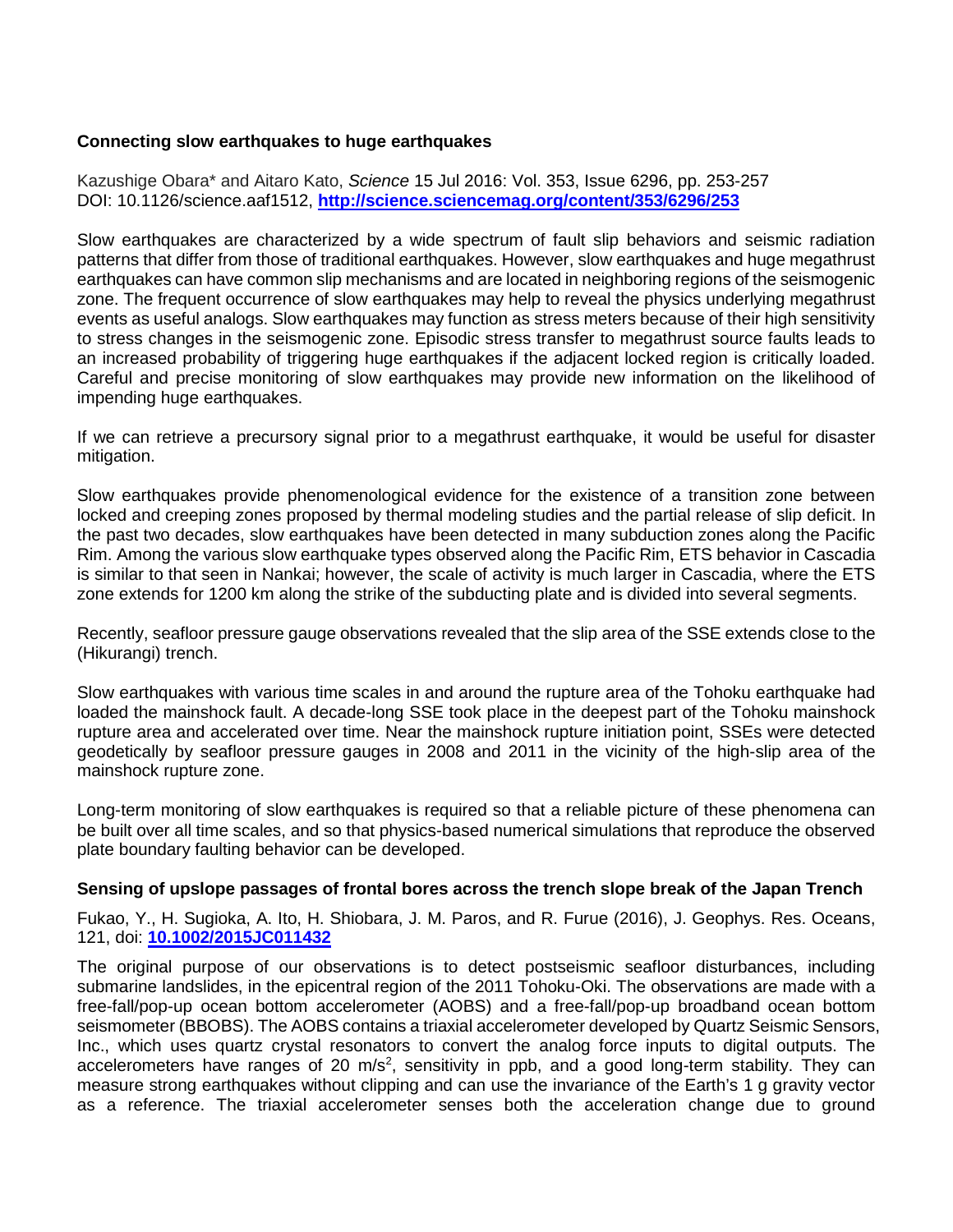**Connecting slow earthquakes to huge earthquakes**

Kazushige Obara* and Aitaro Kato, *Science* 15 Jul 2016: Vol. 353, Issue 6296, pp. 253-257
DOI: 10.1126/science.aaf1512, **http://science.sciencemag.org/content/353/6296/253**

Slow earthquakes are characterized by a wide spectrum of fault slip behaviors and seismic radiation patterns that differ from those of traditional earthquakes. However, slow earthquakes and huge megathrust earthquakes can have common slip mechanisms and are located in neighboring regions of the seismogenic zone. The frequent occurrence of slow earthquakes may help to reveal the physics underlying megathrust events as useful analogs. Slow earthquakes may function as stress meters because of their high sensitivity to stress changes in the seismogenic zone. Episodic stress transfer to megathrust source faults leads to an increased probability of triggering huge earthquakes if the adjacent locked region is critically loaded. Careful and precise monitoring of slow earthquakes may provide new information on the likelihood of impending huge earthquakes.

If we can retrieve a precursory signal prior to a megathrust earthquake, it would be useful for disaster mitigation.

Slow earthquakes provide phenomenological evidence for the existence of a transition zone between locked and creeping zones proposed by thermal modeling studies and the partial release of slip deficit. In the past two decades, slow earthquakes have been detected in many subduction zones along the Pacific Rim. Among the various slow earthquake types observed along the Pacific Rim, ETS behavior in Cascadia is similar to that seen in Nankai; however, the scale of activity is much larger in Cascadia, where the ETS zone extends for 1200 km along the strike of the subducting plate and is divided into several segments.

Recently, seafloor pressure gauge observations revealed that the slip area of the SSE extends close to the (Hikurangi) trench.

Slow earthquakes with various time scales in and around the rupture area of the Tohoku earthquake had loaded the mainshock fault. A decade-long SSE took place in the deepest part of the Tohoku mainshock rupture area and accelerated over time. Near the mainshock rupture initiation point, SSEs were detected geodetically by seafloor pressure gauges in 2008 and 2011 in the vicinity of the high-slip area of the mainshock rupture zone.

Long-term monitoring of slow earthquakes is required so that a reliable picture of these phenomena can be built over all time scales, and so that physics-based numerical simulations that reproduce the observed plate boundary faulting behavior can be developed.

**Sensing of upslope passages of frontal bores across the trench slope break of the Japan Trench**

Fukao, Y., H. Sugioka, A. Ito, H. Shiobara, J. M. Paros, and R. Furue (2016), J. Geophys. Res. Oceans, 121, doi: **10.1002/2015JC011432**

The original purpose of our observations is to detect postseismic seafloor disturbances, including submarine landslides, in the epicentral region of the 2011 Tohoku-Oki. The observations are made with a free-fall/pop-up ocean bottom accelerometer (AOBS) and a free-fall/pop-up broadband ocean bottom seismometer (BBOBS). The AOBS contains a triaxial accelerometer developed by Quartz Seismic Sensors, Inc., which uses quartz crystal resonators to convert the analog force inputs to digital outputs. The accelerometers have ranges of 20 $m/s^2$, sensitivity in ppb, and a good long-term stability. They can measure strong earthquakes without clipping and can use the invariance of the Earth's 1 g gravity vector as a reference. The triaxial accelerometer senses both the acceleration change due to ground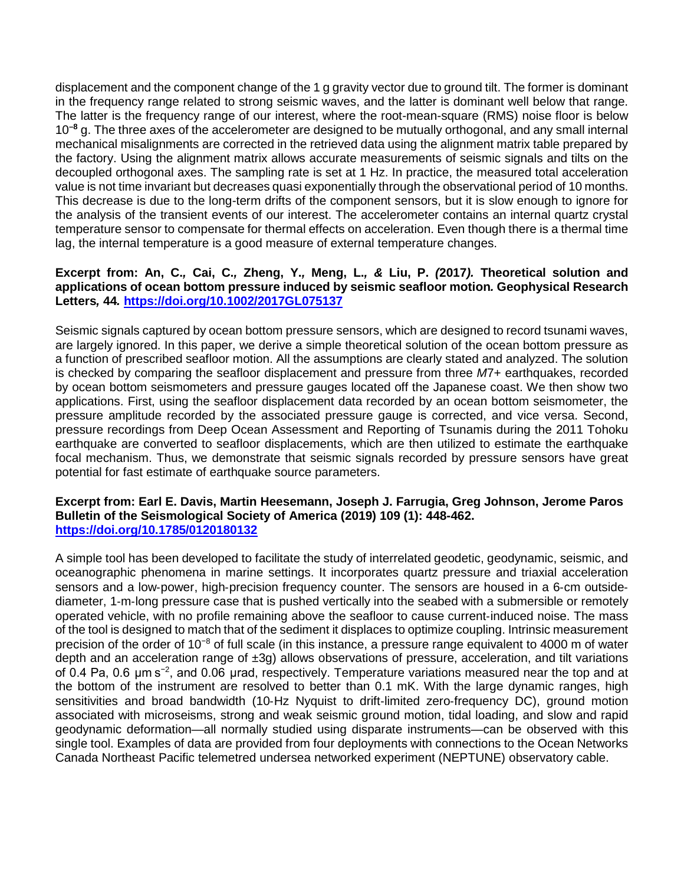displacement and the component change of the 1 g gravity vector due to ground tilt. The former is dominant in the frequency range related to strong seismic waves, and the latter is dominant well below that range. The latter is the frequency range of our interest, where the root-mean-square (RMS) noise floor is below $10^{-8}$ g. The three axes of the accelerometer are designed to be mutually orthogonal, and any small internal mechanical misalignments are corrected in the retrieved data using the alignment matrix table prepared by the factory. Using the alignment matrix allows accurate measurements of seismic signals and tilts on the decoupled orthogonal axes. The sampling rate is set at 1 Hz. In practice, the measured total acceleration value is not time invariant but decreases quasi exponentially through the observational period of 10 months. This decrease is due to the long-term drifts of the component sensors, but it is slow enough to ignore for the analysis of the transient events of our interest. The accelerometer contains an internal quartz crystal temperature sensor to compensate for thermal effects on acceleration. Even though there is a thermal time lag, the internal temperature is a good measure of external temperature changes.

**Excerpt from: An, C., Cai, C., Zheng, Y., Meng, L., & Liu, P. (2017). Theoretical solution and applications of ocean bottom pressure induced by seismic seafloor motion. Geophysical Research Letters, 44. https://doi.org/10.1002/2017GL075137**

Seismic signals captured by ocean bottom pressure sensors, which are designed to record tsunami waves, are largely ignored. In this paper, we derive a simple theoretical solution of the ocean bottom pressure as a function of prescribed seafloor motion. All the assumptions are clearly stated and analyzed. The solution is checked by comparing the seafloor displacement and pressure from three *M*7+ earthquakes, recorded by ocean bottom seismometers and pressure gauges located off the Japanese coast. We then show two applications. First, using the seafloor displacement data recorded by an ocean bottom seismometer, the pressure amplitude recorded by the associated pressure gauge is corrected, and vice versa. Second, pressure recordings from Deep Ocean Assessment and Reporting of Tsunamis during the 2011 Tohoku earthquake are converted to seafloor displacements, which are then utilized to estimate the earthquake focal mechanism. Thus, we demonstrate that seismic signals recorded by pressure sensors have great potential for fast estimate of earthquake source parameters.

**Excerpt from: Earl E. Davis, Martin Heesemann, Joseph J. Farrugia, Greg Johnson, Jerome Paros Bulletin of the Seismological Society of America (2019) 109 (1): 448-462. https://doi.org/10.1785/0120180132**

A simple tool has been developed to facilitate the study of interrelated geodetic, geodynamic, seismic, and oceanographic phenomena in marine settings. It incorporates quartz pressure and triaxial acceleration sensors and a low-power, high-precision frequency counter. The sensors are housed in a 6-cm outside-diameter, 1-m-long pressure case that is pushed vertically into the seabed with a submersible or remotely operated vehicle, with no profile remaining above the seafloor to cause current-induced noise. The mass of the tool is designed to match that of the sediment it displaces to optimize coupling. Intrinsic measurement precision of the order of $10^{-8}$ of full scale (in this instance, a pressure range equivalent to 4000 m of water depth and an acceleration range of ±3g) allows observations of pressure, acceleration, and tilt variations of 0.4 Pa, 0.6 $\mu m\,s^{-2}$, and 0.06 μrad, respectively. Temperature variations measured near the top and at the bottom of the instrument are resolved to better than 0.1 mK. With the large dynamic ranges, high sensitivities and broad bandwidth (10-Hz Nyquist to drift-limited zero-frequency DC), ground motion associated with microseisms, strong and weak seismic ground motion, tidal loading, and slow and rapid geodynamic deformation—all normally studied using disparate instruments—can be observed with this single tool. Examples of data are provided from four deployments with connections to the Ocean Networks Canada Northeast Pacific telemetred undersea networked experiment (NEPTUNE) observatory cable.